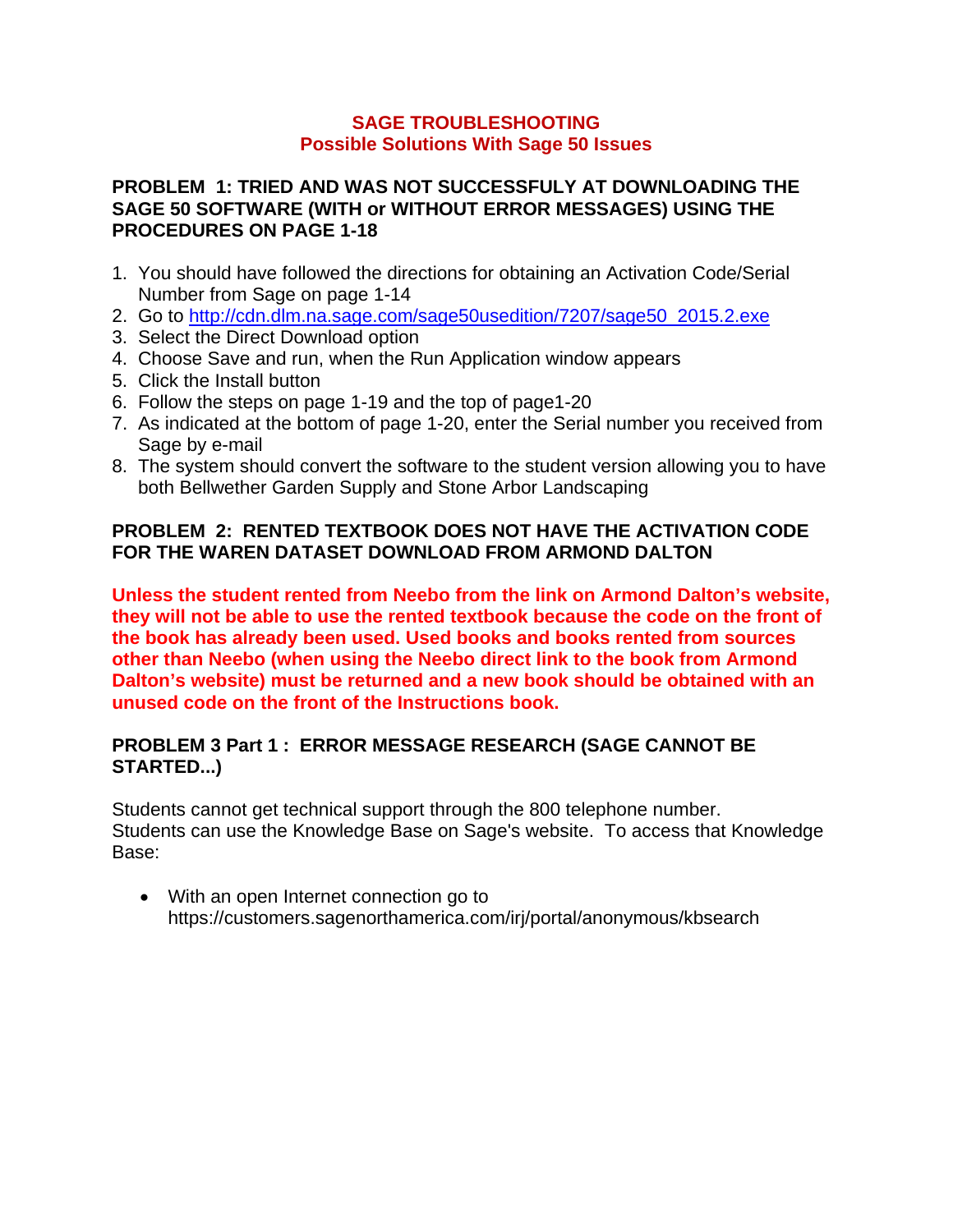# SAGE TROUBLESHOOTING
## Possible Solutions With Sage 50 Issues

### PROBLEM 1: TRIED AND WAS NOT SUCCESSFULY AT DOWNLOADING THE SAGE 50 SOFTWARE (WITH or WITHOUT ERROR MESSAGES) USING THE PROCEDURES ON PAGE 1-18

1. You should have followed the directions for obtaining an Activation Code/Serial Number from Sage on page 1-14
2. Go to http://cdn.dlm.na.sage.com/sage50usedition/7207/sage50_2015.2.exe
3. Select the Direct Download option
4. Choose Save and run, when the Run Application window appears
5. Click the Install button
6. Follow the steps on page 1-19 and the top of page1-20
7. As indicated at the bottom of page 1-20, enter the Serial number you received from Sage by e-mail
8. The system should convert the software to the student version allowing you to have both Bellwether Garden Supply and Stone Arbor Landscaping

### PROBLEM 2: RENTED TEXTBOOK DOES NOT HAVE THE ACTIVATION CODE FOR THE WAREN DATASET DOWNLOAD FROM ARMOND DALTON

**Unless the student rented from Neebo from the link on Armond Dalton's website, they will not be able to use the rented textbook because the code on the front of the book has already been used. Used books and books rented from sources other than Neebo (when using the Neebo direct link to the book from Armond Dalton's website) must be returned and a new book should be obtained with an unused code on the front of the Instructions book.**

### PROBLEM 3 Part 1 : ERROR MESSAGE RESEARCH (SAGE CANNOT BE STARTED...)

Students cannot get technical support through the 800 telephone number.
Students can use the Knowledge Base on Sage's website. To access that Knowledge Base:

- With an open Internet connection go to https://customers.sagenorthamerica.com/irj/portal/anonymous/kbsearch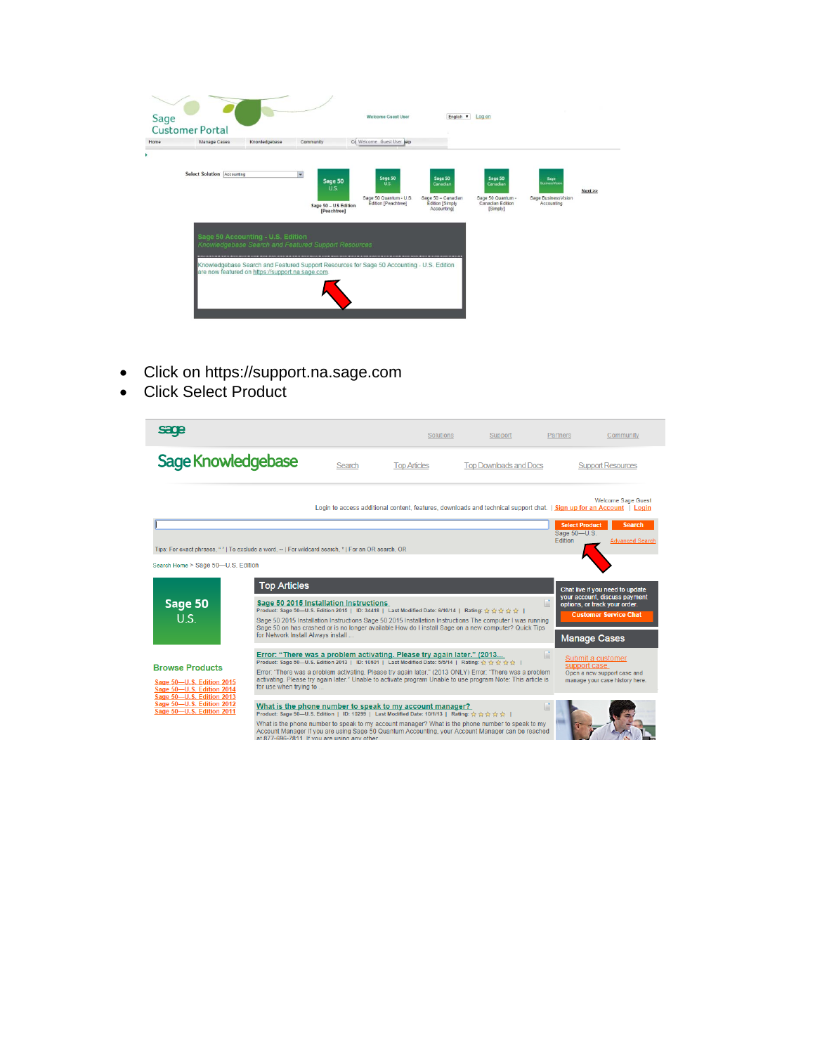- Click on https://support.na.sage.com
- Click Select Product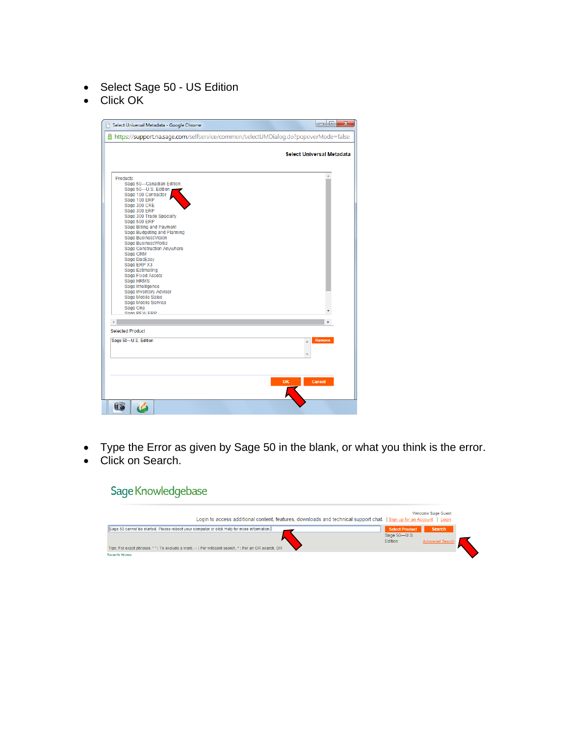- Select Sage 50 - US Edition
- Click OK

- Type the Error as given by Sage 50 in the blank, or what you think is the error.
- Click on Search.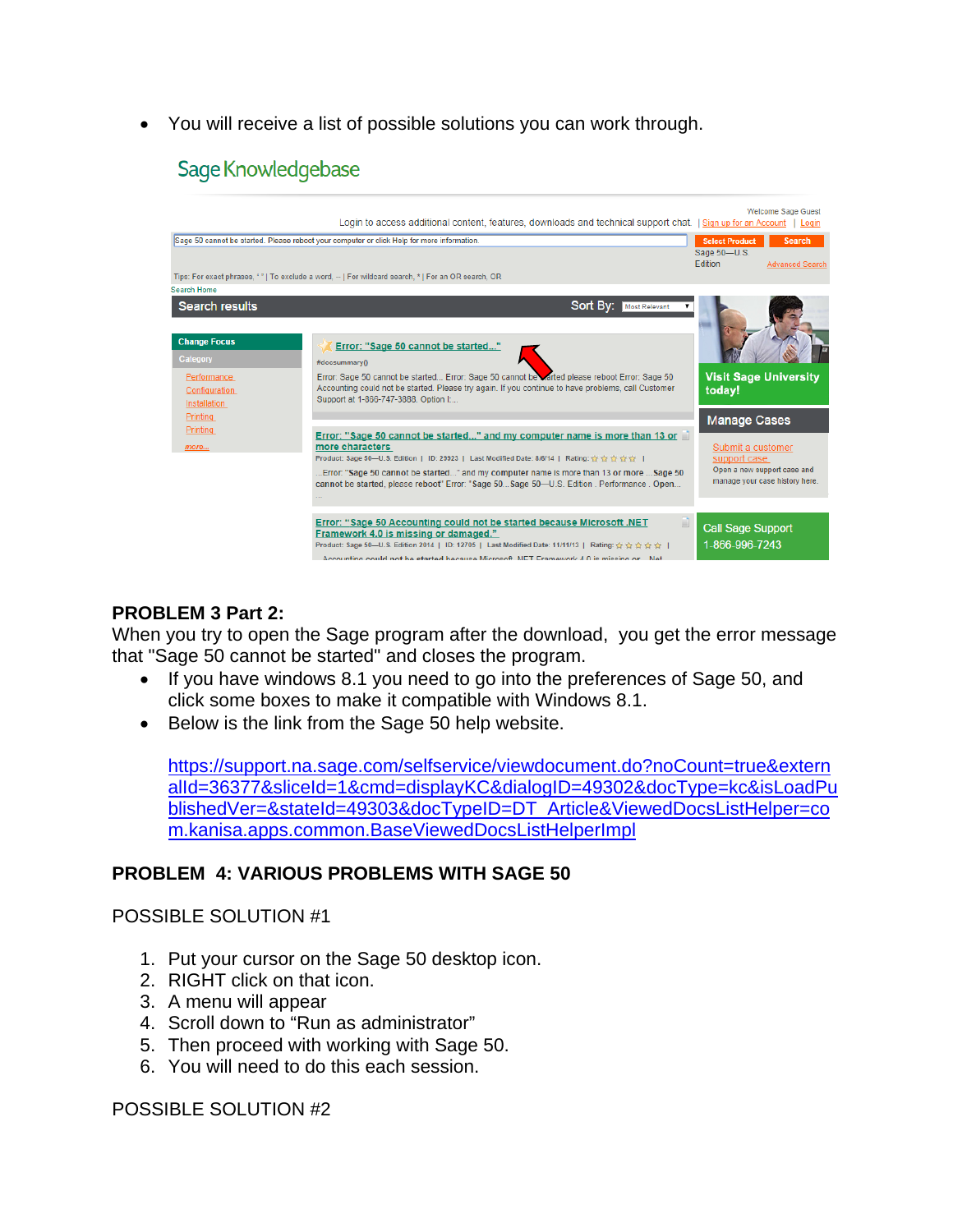- You will receive a list of possible solutions you can work through.

**PROBLEM 3 Part 2:**
When you try to open the Sage program after the download, you get the error message that "Sage 50 cannot be started" and closes the program.

- If you have windows 8.1 you need to go into the preferences of Sage 50, and click some boxes to make it compatible with Windows 8.1.
- Below is the link from the Sage 50 help website.

  https://support.na.sage.com/selfservice/viewdocument.do?noCount=true&externalId=36377&sliceId=1&cmd=displayKC&dialogID=49302&docType=kc&isLoadPublishedVer=&stateId=49303&docTypeID=DT_Article&ViewedDocsListHelper=com.kanisa.apps.common.BaseViewedDocsListHelperImpl

**PROBLEM 4: VARIOUS PROBLEMS WITH SAGE 50**

POSSIBLE SOLUTION #1

1. Put your cursor on the Sage 50 desktop icon.
2. RIGHT click on that icon.
3. A menu will appear
4. Scroll down to "Run as administrator"
5. Then proceed with working with Sage 50.
6. You will need to do this each session.

POSSIBLE SOLUTION #2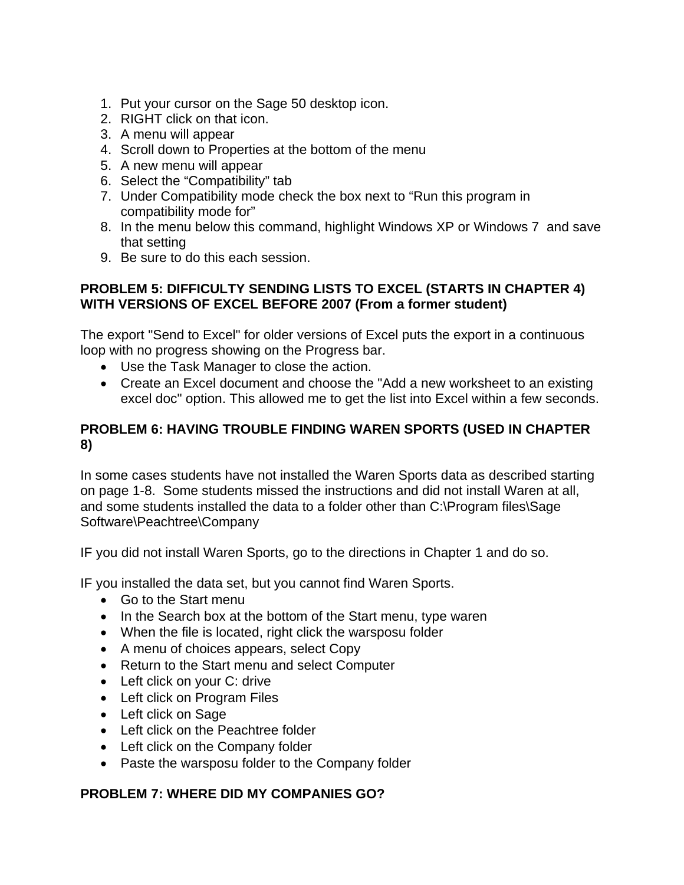1. Put your cursor on the Sage 50 desktop icon.
2. RIGHT click on that icon.
3. A menu will appear
4. Scroll down to Properties at the bottom of the menu
5. A new menu will appear
6. Select the “Compatibility” tab
7. Under Compatibility mode check the box next to “Run this program in compatibility mode for”
8. In the menu below this command, highlight Windows XP or Windows 7 and save that setting
9. Be sure to do this each session.

**PROBLEM 5: DIFFICULTY SENDING LISTS TO EXCEL (STARTS IN CHAPTER 4) WITH VERSIONS OF EXCEL BEFORE 2007 (From a former student)**

The export "Send to Excel" for older versions of Excel puts the export in a continuous loop with no progress showing on the Progress bar.

- Use the Task Manager to close the action.
- Create an Excel document and choose the "Add a new worksheet to an existing excel doc" option. This allowed me to get the list into Excel within a few seconds.

**PROBLEM 6: HAVING TROUBLE FINDING WAREN SPORTS (USED IN CHAPTER 8)**

In some cases students have not installed the Waren Sports data as described starting on page 1-8. Some students missed the instructions and did not install Waren at all, and some students installed the data to a folder other than C:\Program files\Sage Software\Peachtree\Company

IF you did not install Waren Sports, go to the directions in Chapter 1 and do so.

IF you installed the data set, but you cannot find Waren Sports.

- Go to the Start menu
- In the Search box at the bottom of the Start menu, type waren
- When the file is located, right click the warsposu folder
- A menu of choices appears, select Copy
- Return to the Start menu and select Computer
- Left click on your C: drive
- Left click on Program Files
- Left click on Sage
- Left click on the Peachtree folder
- Left click on the Company folder
- Paste the warsposu folder to the Company folder

**PROBLEM 7: WHERE DID MY COMPANIES GO?**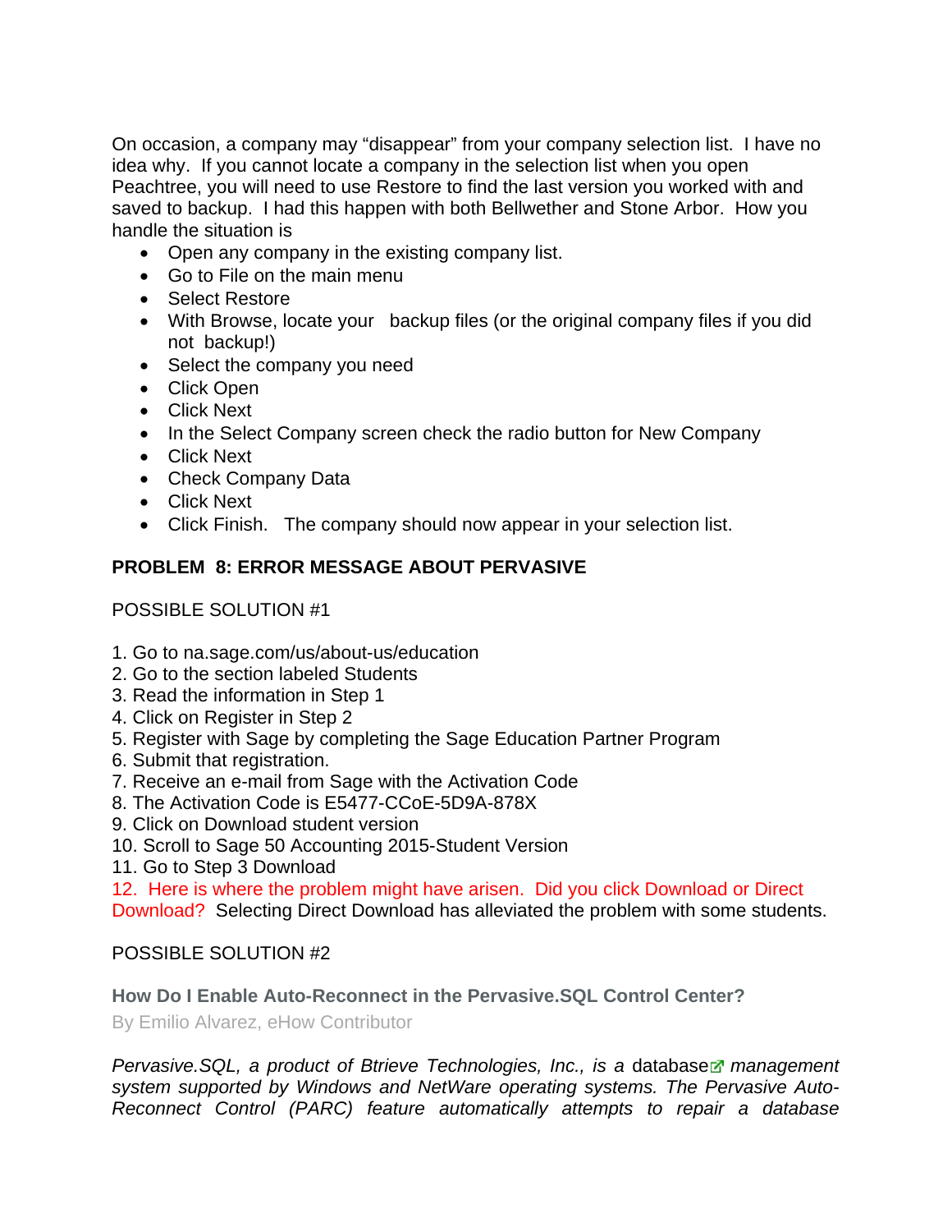On occasion, a company may "disappear" from your company selection list. I have no idea why. If you cannot locate a company in the selection list when you open Peachtree, you will need to use Restore to find the last version you worked with and saved to backup. I had this happen with both Bellwether and Stone Arbor. How you handle the situation is

- Open any company in the existing company list.
- Go to File on the main menu
- Select Restore
- With Browse, locate your backup files (or the original company files if you did not backup!)
- Select the company you need
- Click Open
- Click Next
- In the Select Company screen check the radio button for New Company
- Click Next
- Check Company Data
- Click Next
- Click Finish. The company should now appear in your selection list.

**PROBLEM 8: ERROR MESSAGE ABOUT PERVASIVE**

POSSIBLE SOLUTION #1

1. Go to na.sage.com/us/about-us/education
2. Go to the section labeled Students
3. Read the information in Step 1
4. Click on Register in Step 2
5. Register with Sage by completing the Sage Education Partner Program
6. Submit that registration.
7. Receive an e-mail from Sage with the Activation Code
8. The Activation Code is E5477-CCoE-5D9A-878X
9. Click on Download student version
10. Scroll to Sage 50 Accounting 2015-Student Version
11. Go to Step 3 Download
12. Here is where the problem might have arisen. Did you click Download or Direct Download? Selecting Direct Download has alleviated the problem with some students.

POSSIBLE SOLUTION #2

**How Do I Enable Auto-Reconnect in the Pervasive.SQL Control Center?**

By Emilio Alvarez, eHow Contributor

*Pervasive.SQL, a product of Btrieve Technologies, Inc., is a* database *management system supported by Windows and NetWare operating systems. The Pervasive Auto-Reconnect Control (PARC) feature automatically attempts to repair a database*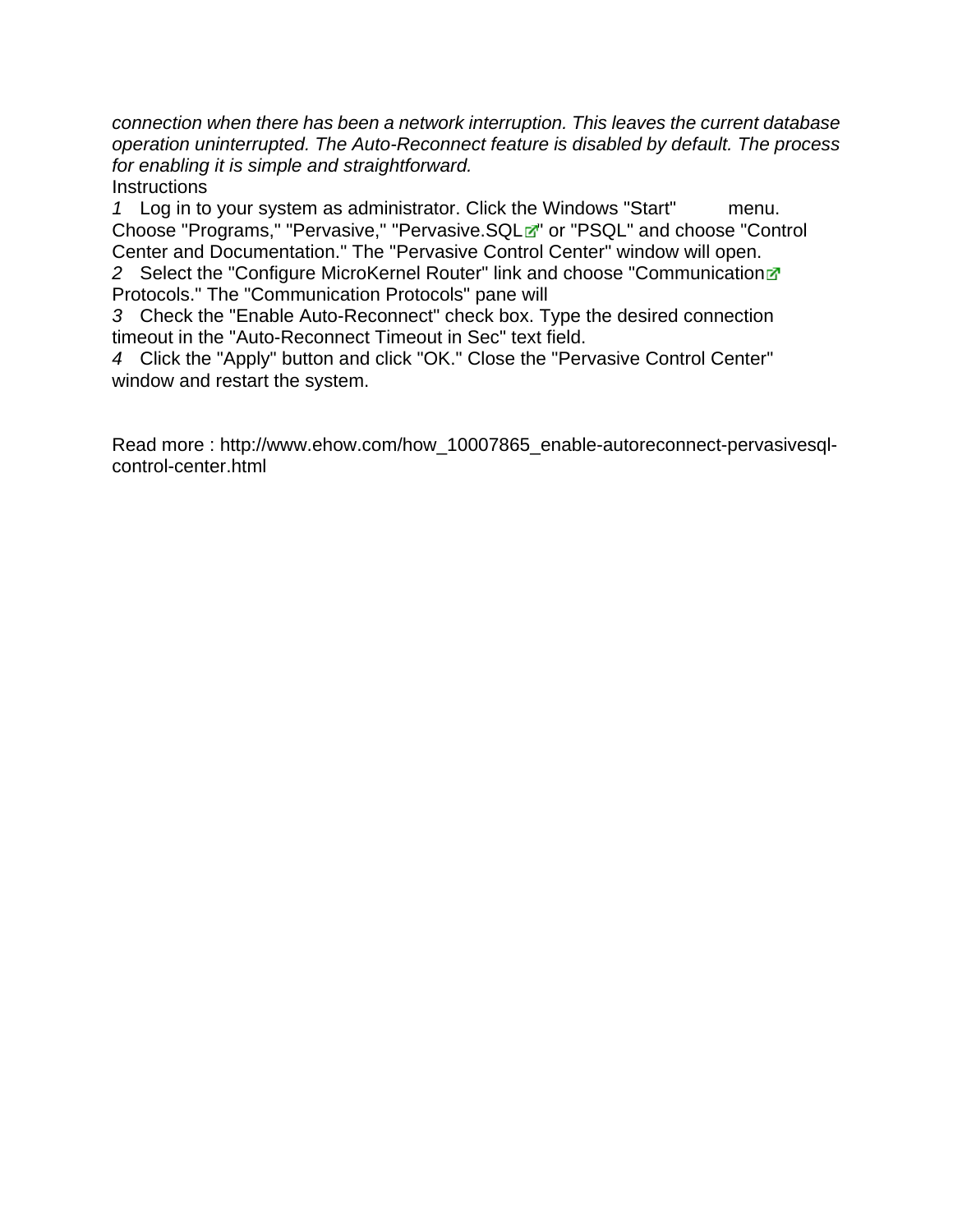*connection when there has been a network interruption. This leaves the current database operation uninterrupted. The Auto-Reconnect feature is disabled by default. The process for enabling it is simple and straightforward.*

Instructions

*1* Log in to your system as administrator. Click the Windows "Start" menu. Choose "Programs," "Pervasive," "Pervasive.SQL" or "PSQL" and choose "Control Center and Documentation." The "Pervasive Control Center" window will open.

*2* Select the "Configure MicroKernel Router" link and choose "Communication Protocols." The "Communication Protocols" pane will

*3* Check the "Enable Auto-Reconnect" check box. Type the desired connection timeout in the "Auto-Reconnect Timeout in Sec" text field.

*4* Click the "Apply" button and click "OK." Close the "Pervasive Control Center" window and restart the system.

Read more : http://www.ehow.com/how_10007865_enable-autoreconnect-pervasivesql-control-center.html